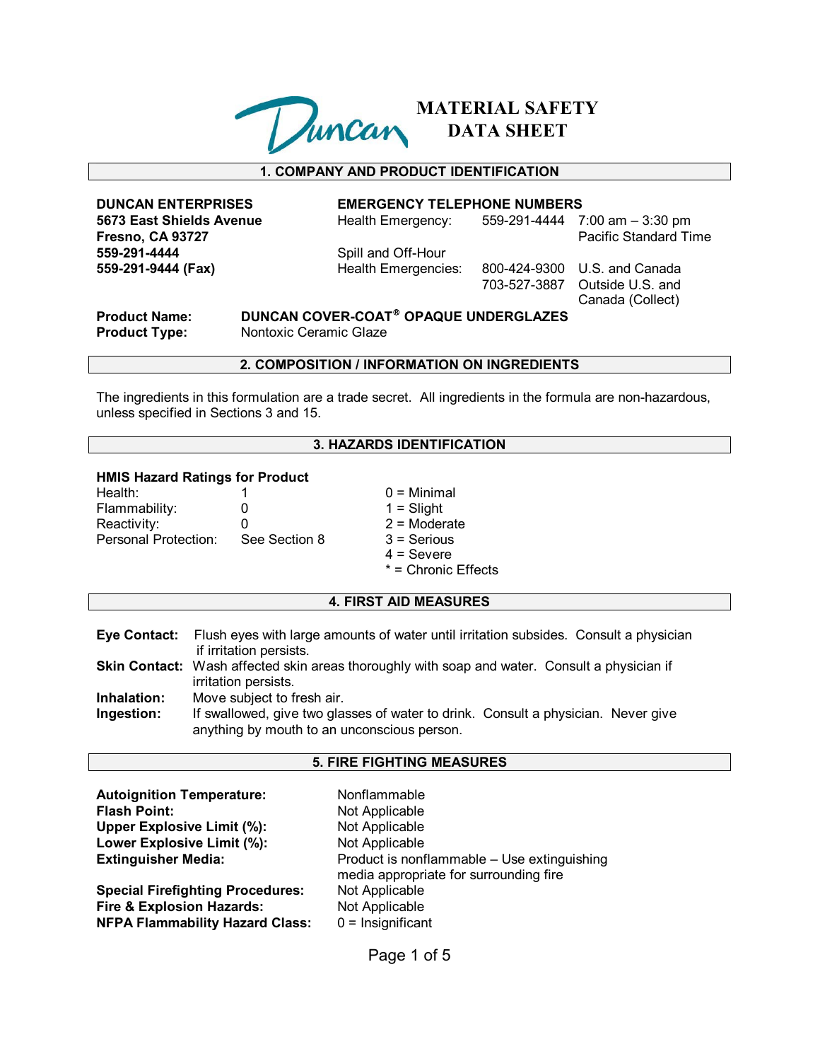# Duncan MATERIAL SAFETY DATA SHEET

## 1. COMPANY AND PRODUCT IDENTIFICATION

**DUNCAN ENTERPRISES**
**5673 East Shields Avenue**
**Fresno, CA 93727**
**559-291-4444**
**559-291-9444 (Fax)**

**EMERGENCY TELEPHONE NUMBERS**

| | | |
|---|---|---|
| Health Emergency: | 559-291-4444 | 7:00 am – 3:30 pm Pacific Standard Time |
| Spill and Off-Hour Health Emergencies: | 800-424-9300 | U.S. and Canada |
| | 703-527-3887 | Outside U.S. and Canada (Collect) |

**Product Name:** **DUNCAN COVER-COAT® OPAQUE UNDERGLAZES**
**Product Type:** Nontoxic Ceramic Glaze

## 2. COMPOSITION / INFORMATION ON INGREDIENTS

The ingredients in this formulation are a trade secret. All ingredients in the formula are non-hazardous, unless specified in Sections 3 and 15.

## 3. HAZARDS IDENTIFICATION

**HMIS Hazard Ratings for Product**

| | | |
|---|---|---|
| Health: | 1 | 0 = Minimal |
| Flammability: | 0 | 1 = Slight |
| Reactivity: | 0 | 2 = Moderate |
| Personal Protection: | See Section 8 | 3 = Serious |
| | | 4 = Severe |
| | | * = Chronic Effects |

## 4. FIRST AID MEASURES

**Eye Contact:** Flush eyes with large amounts of water until irritation subsides. Consult a physician if irritation persists.
**Skin Contact:** Wash affected skin areas thoroughly with soap and water. Consult a physician if irritation persists.
**Inhalation:** Move subject to fresh air.
**Ingestion:** If swallowed, give two glasses of water to drink. Consult a physician. Never give anything by mouth to an unconscious person.

## 5. FIRE FIGHTING MEASURES

| | |
|---|---|
| **Autoignition Temperature:** | Nonflammable |
| **Flash Point:** | Not Applicable |
| **Upper Explosive Limit (%):** | Not Applicable |
| **Lower Explosive Limit (%):** | Not Applicable |
| **Extinguisher Media:** | Product is nonflammable – Use extinguishing media appropriate for surrounding fire |
| **Special Firefighting Procedures:** | Not Applicable |
| **Fire & Explosion Hazards:** | Not Applicable |
| **NFPA Flammability Hazard Class:** | 0 = Insignificant |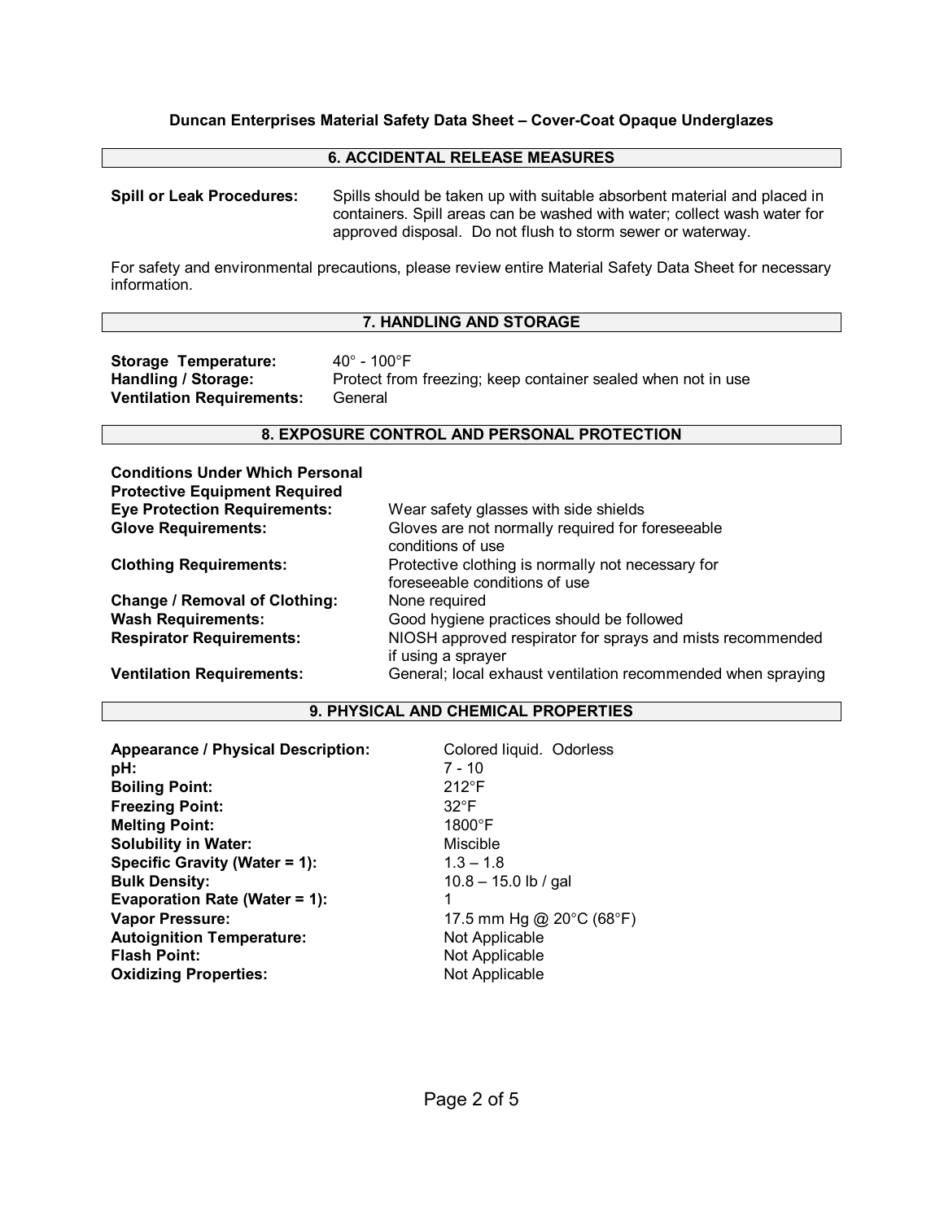## 6. ACCIDENTAL RELEASE MEASURES

**Spill or Leak Procedures:** Spills should be taken up with suitable absorbent material and placed in containers. Spill areas can be washed with water; collect wash water for approved disposal. Do not flush to storm sewer or waterway.

For safety and environmental precautions, please review entire Material Safety Data Sheet for necessary information.

## 7. HANDLING AND STORAGE

| | |
|---|---|
| **Storage Temperature:** | 40° - 100°F |
| **Handling / Storage:** | Protect from freezing; keep container sealed when not in use |
| **Ventilation Requirements:** | General |

## 8. EXPOSURE CONTROL AND PERSONAL PROTECTION

**Conditions Under Which Personal Protective Equipment Required**

| | |
|---|---|
| **Eye Protection Requirements:** | Wear safety glasses with side shields |
| **Glove Requirements:** | Gloves are not normally required for foreseeable conditions of use |
| **Clothing Requirements:** | Protective clothing is normally not necessary for foreseeable conditions of use |
| **Change / Removal of Clothing:** | None required |
| **Wash Requirements:** | Good hygiene practices should be followed |
| **Respirator Requirements:** | NIOSH approved respirator for sprays and mists recommended if using a sprayer |
| **Ventilation Requirements:** | General; local exhaust ventilation recommended when spraying |

## 9. PHYSICAL AND CHEMICAL PROPERTIES

| | |
|---|---|
| **Appearance / Physical Description:** | Colored liquid. Odorless |
| **pH:** | 7 - 10 |
| **Boiling Point:** | 212°F |
| **Freezing Point:** | 32°F |
| **Melting Point:** | 1800°F |
| **Solubility in Water:** | Miscible |
| **Specific Gravity (Water = 1):** | 1.3 – 1.8 |
| **Bulk Density:** | 10.8 – 15.0 lb / gal |
| **Evaporation Rate (Water = 1):** | 1 |
| **Vapor Pressure:** | 17.5 mm Hg @ 20°C (68°F) |
| **Autoignition Temperature:** | Not Applicable |
| **Flash Point:** | Not Applicable |
| **Oxidizing Properties:** | Not Applicable |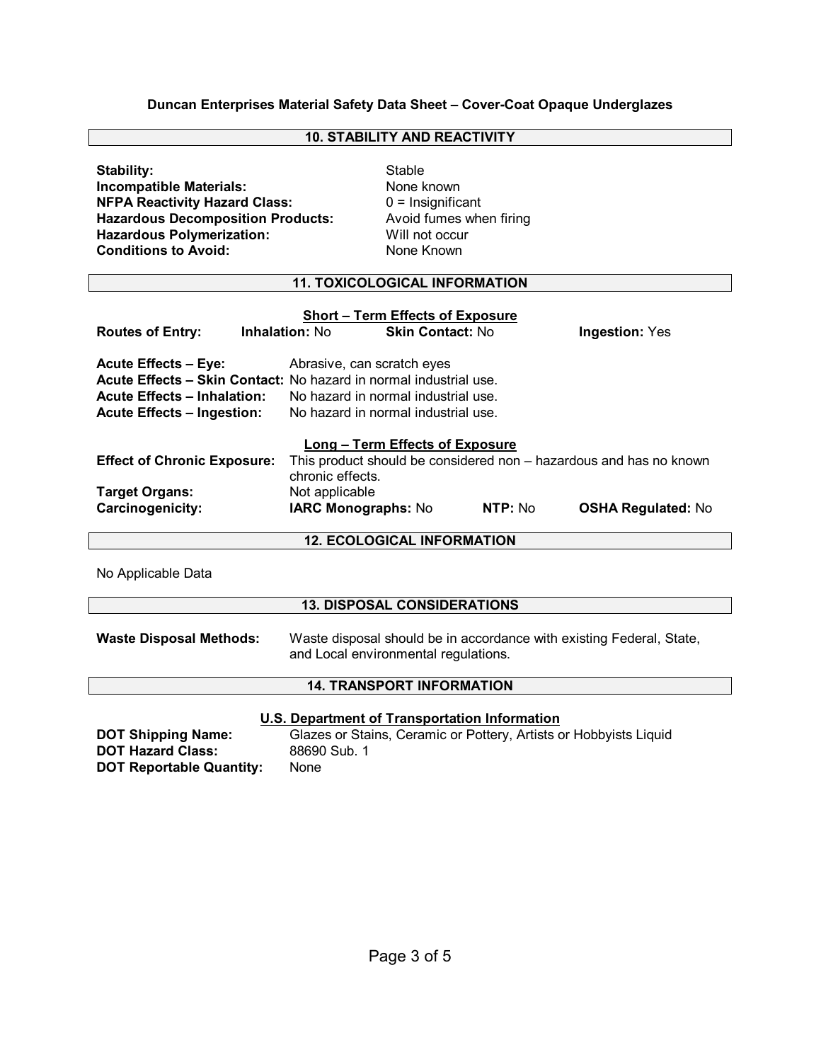**Duncan Enterprises Material Safety Data Sheet – Cover-Coat Opaque Underglazes**

## 10. STABILITY AND REACTIVITY

**Stability:** Stable
**Incompatible Materials:** None known
**NFPA Reactivity Hazard Class:** 0 = Insignificant
**Hazardous Decomposition Products:** Avoid fumes when firing
**Hazardous Polymerization:** Will not occur
**Conditions to Avoid:** None Known

## 11. TOXICOLOGICAL INFORMATION

### Short – Term Effects of Exposure

**Routes of Entry:** **Inhalation:** No **Skin Contact:** No **Ingestion:** Yes

**Acute Effects – Eye:** Abrasive, can scratch eyes
**Acute Effects – Skin Contact:** No hazard in normal industrial use.
**Acute Effects – Inhalation:** No hazard in normal industrial use.
**Acute Effects – Ingestion:** No hazard in normal industrial use.

### Long – Term Effects of Exposure

**Effect of Chronic Exposure:** This product should be considered non – hazardous and has no known chronic effects.
**Target Organs:** Not applicable
**Carcinogenicity:** **IARC Monographs:** No **NTP:** No **OSHA Regulated:** No

## 12. ECOLOGICAL INFORMATION

No Applicable Data

## 13. DISPOSAL CONSIDERATIONS

**Waste Disposal Methods:** Waste disposal should be in accordance with existing Federal, State, and Local environmental regulations.

## 14. TRANSPORT INFORMATION

### U.S. Department of Transportation Information

**DOT Shipping Name:** Glazes or Stains, Ceramic or Pottery, Artists or Hobbyists Liquid
**DOT Hazard Class:** 88690 Sub. 1
**DOT Reportable Quantity:** None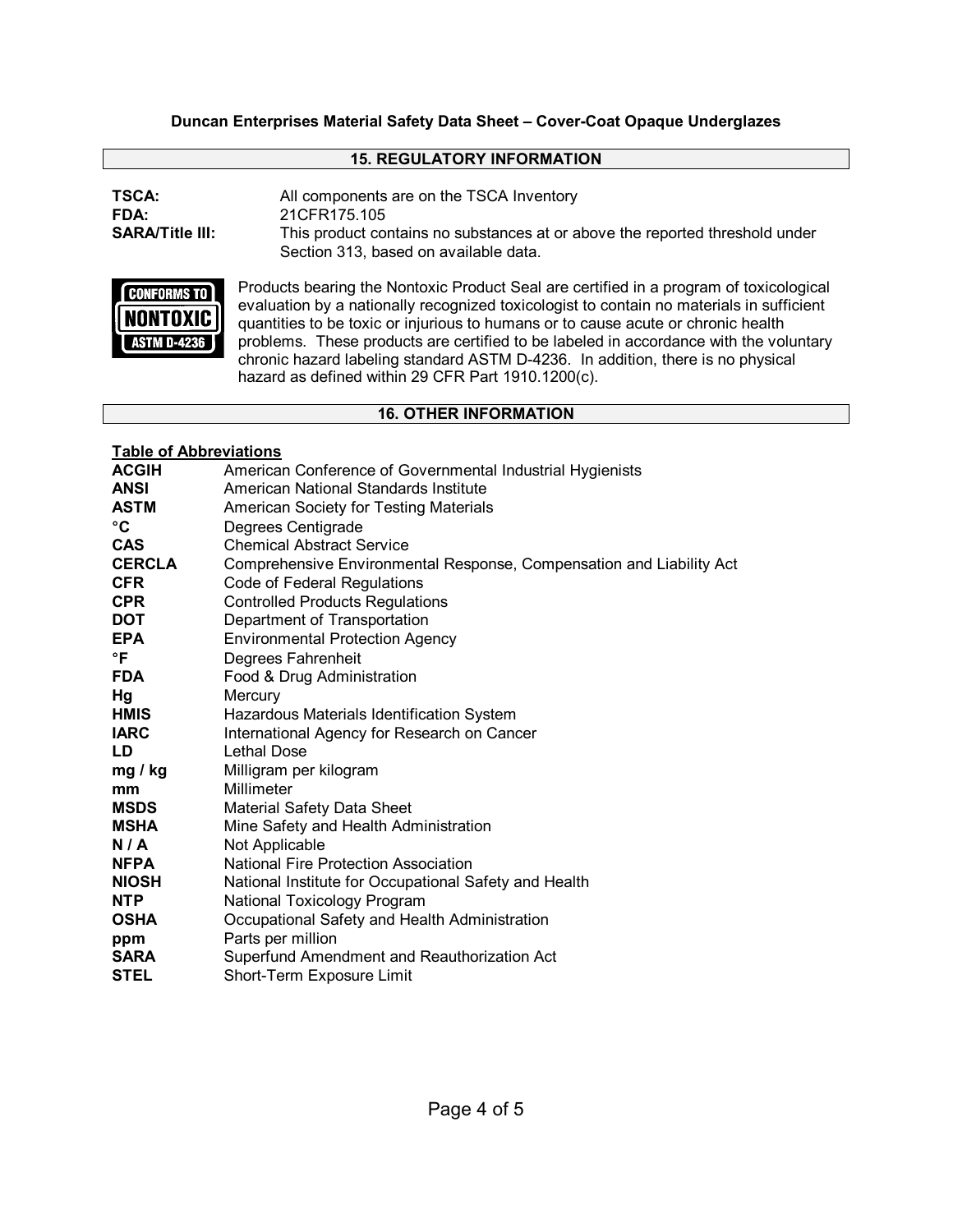## 15. REGULATORY INFORMATION

**TSCA:** All components are on the TSCA Inventory

**FDA:** 21CFR175.105

**SARA/Title III:** This product contains no substances at or above the reported threshold under Section 313, based on available data.

CONFORMS TO NONTOXIC ASTM D-4236

Products bearing the Nontoxic Product Seal are certified in a program of toxicological evaluation by a nationally recognized toxicologist to contain no materials in sufficient quantities to be toxic or injurious to humans or to cause acute or chronic health problems. These products are certified to be labeled in accordance with the voluntary chronic hazard labeling standard ASTM D-4236. In addition, there is no physical hazard as defined within 29 CFR Part 1910.1200(c).

## 16. OTHER INFORMATION

**Table of Abbreviations**

| | |
|---|---|
| **ACGIH** | American Conference of Governmental Industrial Hygienists |
| **ANSI** | American National Standards Institute |
| **ASTM** | American Society for Testing Materials |
| **°C** | Degrees Centigrade |
| **CAS** | Chemical Abstract Service |
| **CERCLA** | Comprehensive Environmental Response, Compensation and Liability Act |
| **CFR** | Code of Federal Regulations |
| **CPR** | Controlled Products Regulations |
| **DOT** | Department of Transportation |
| **EPA** | Environmental Protection Agency |
| **°F** | Degrees Fahrenheit |
| **FDA** | Food & Drug Administration |
| **Hg** | Mercury |
| **HMIS** | Hazardous Materials Identification System |
| **IARC** | International Agency for Research on Cancer |
| **LD** | Lethal Dose |
| **mg / kg** | Milligram per kilogram |
| **mm** | Millimeter |
| **MSDS** | Material Safety Data Sheet |
| **MSHA** | Mine Safety and Health Administration |
| **N / A** | Not Applicable |
| **NFPA** | National Fire Protection Association |
| **NIOSH** | National Institute for Occupational Safety and Health |
| **NTP** | National Toxicology Program |
| **OSHA** | Occupational Safety and Health Administration |
| **ppm** | Parts per million |
| **SARA** | Superfund Amendment and Reauthorization Act |
| **STEL** | Short-Term Exposure Limit |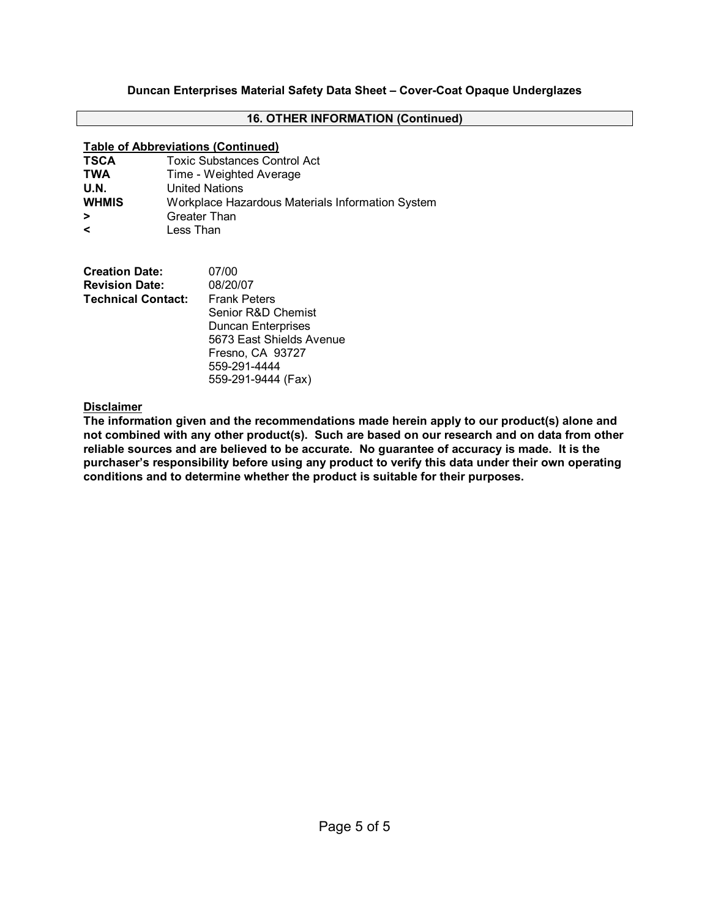## 16. OTHER INFORMATION (Continued)

**Table of Abbreviations (Continued)**

| | |
|---|---|
| **TSCA** | Toxic Substances Control Act |
| **TWA** | Time - Weighted Average |
| **U.N.** | United Nations |
| **WHMIS** | Workplace Hazardous Materials Information System |
| **>** | Greater Than |
| **<** | Less Than |

**Creation Date:** 07/00
**Revision Date:** 08/20/07
**Technical Contact:** Frank Peters
Senior R&D Chemist
Duncan Enterprises
5673 East Shields Avenue
Fresno, CA 93727
559-291-4444
559-291-9444 (Fax)

**Disclaimer**

**The information given and the recommendations made herein apply to our product(s) alone and not combined with any other product(s). Such are based on our research and on data from other reliable sources and are believed to be accurate. No guarantee of accuracy is made. It is the purchaser's responsibility before using any product to verify this data under their own operating conditions and to determine whether the product is suitable for their purposes.**